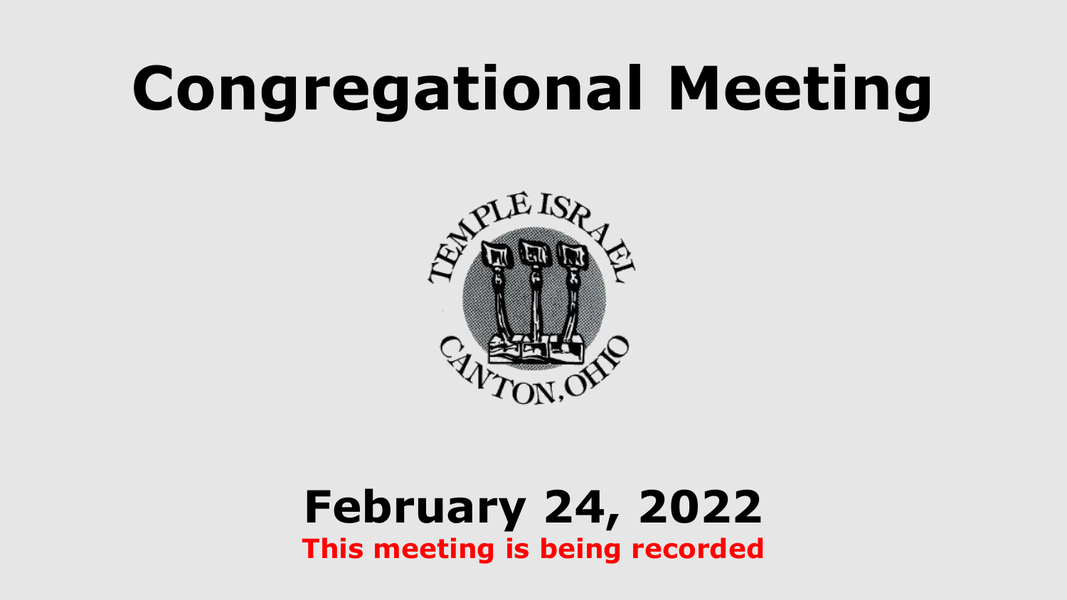# Congregational Meeting

TEMPLE ISRAEL

CANTON, OHIO

**February 24, 2022**

**This meeting is being recorded**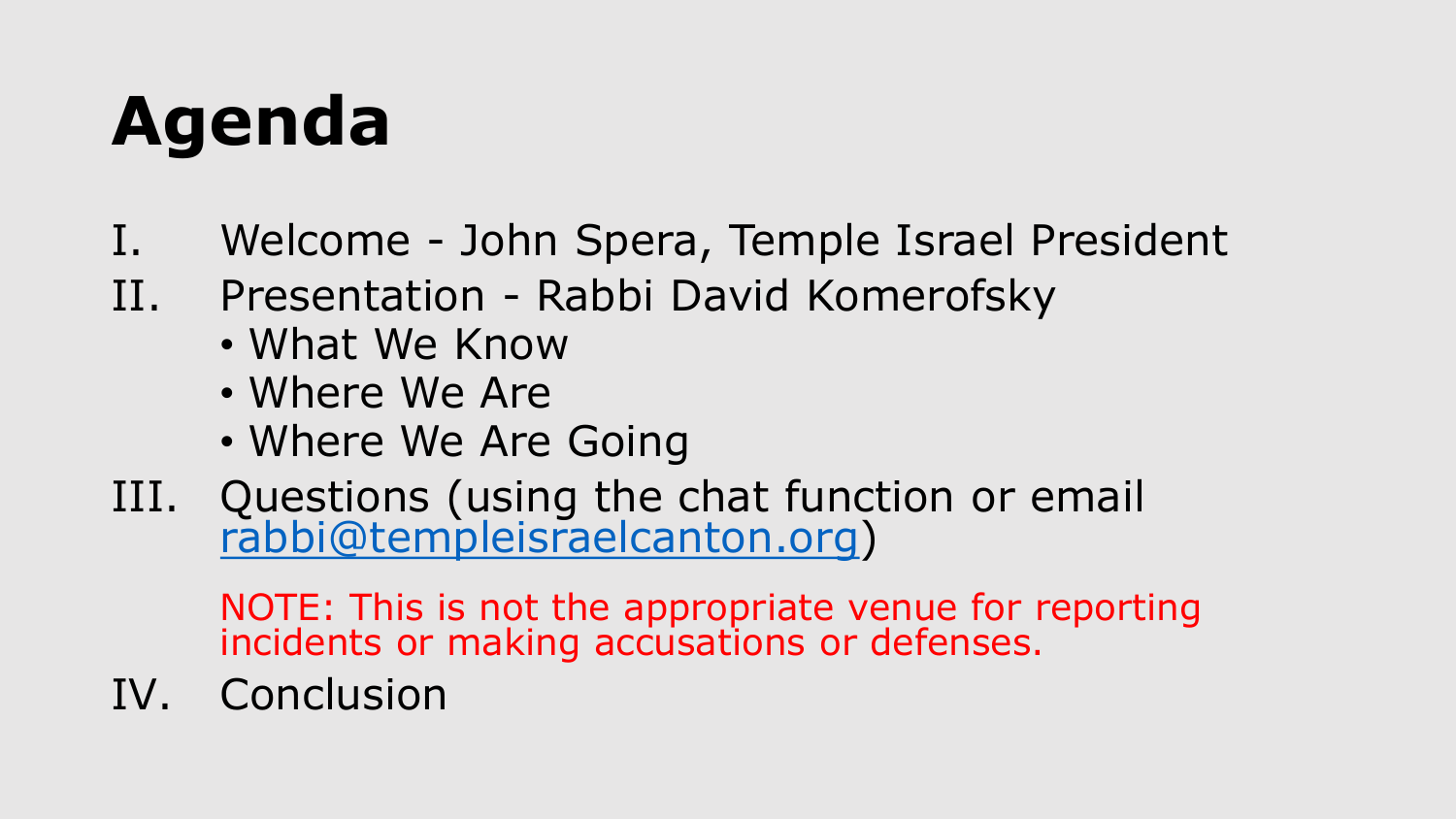# Agenda

I. Welcome - John Spera, Temple Israel President

II. Presentation - Rabbi David Komerofsky
   - What We Know
   - Where We Are
   - Where We Are Going

III. Questions (using the chat function or email rabbi@templeisraelcanton.org)

   NOTE: This is not the appropriate venue for reporting incidents or making accusations or defenses.

IV. Conclusion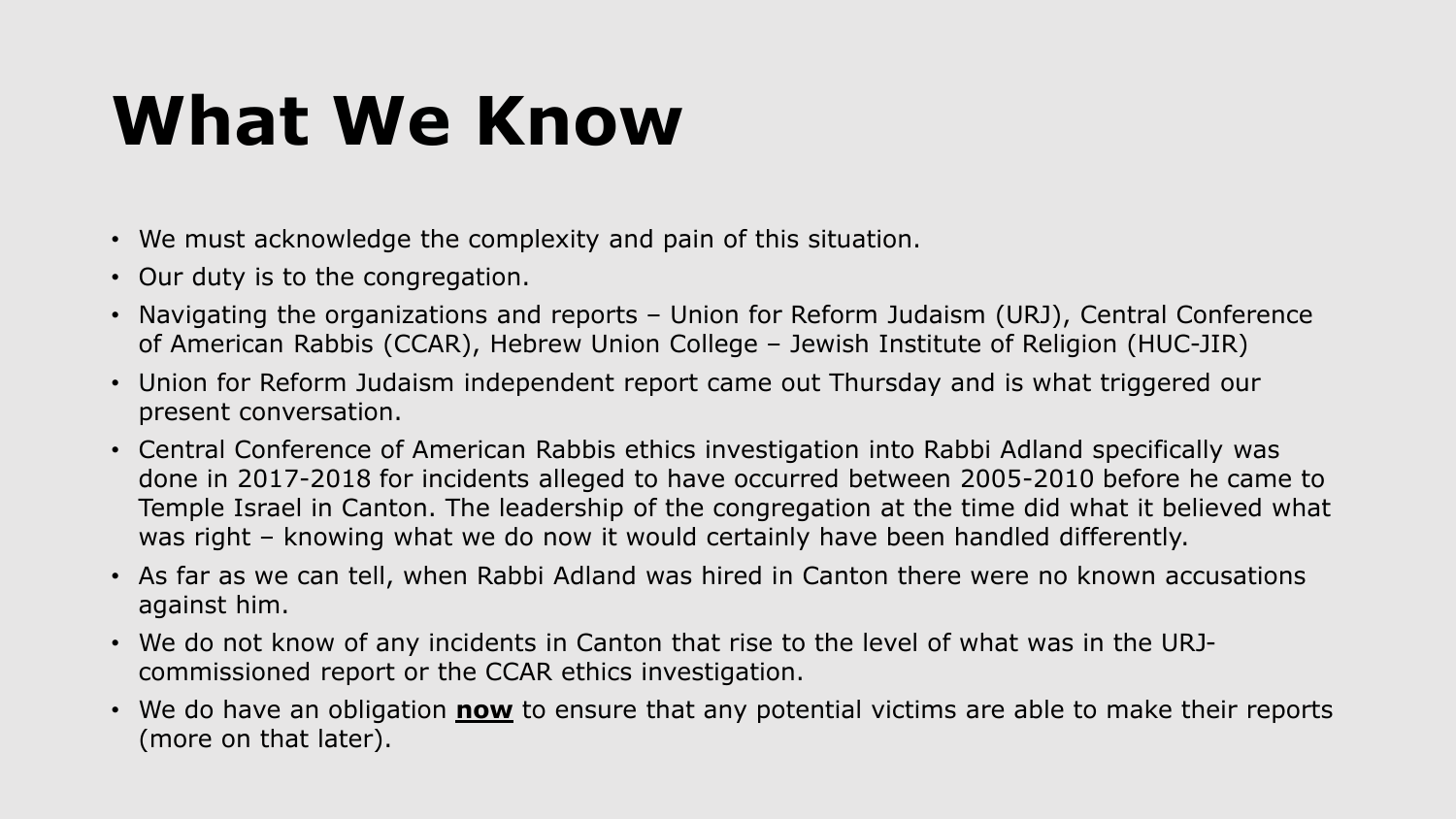# What We Know

- We must acknowledge the complexity and pain of this situation.
- Our duty is to the congregation.
- Navigating the organizations and reports – Union for Reform Judaism (URJ), Central Conference of American Rabbis (CCAR), Hebrew Union College – Jewish Institute of Religion (HUC-JIR)
- Union for Reform Judaism independent report came out Thursday and is what triggered our present conversation.
- Central Conference of American Rabbis ethics investigation into Rabbi Adland specifically was done in 2017-2018 for incidents alleged to have occurred between 2005-2010 before he came to Temple Israel in Canton. The leadership of the congregation at the time did what it believed what was right – knowing what we do now it would certainly have been handled differently.
- As far as we can tell, when Rabbi Adland was hired in Canton there were no known accusations against him.
- We do not know of any incidents in Canton that rise to the level of what was in the URJ-commissioned report or the CCAR ethics investigation.
- We do have an obligation **now** to ensure that any potential victims are able to make their reports (more on that later).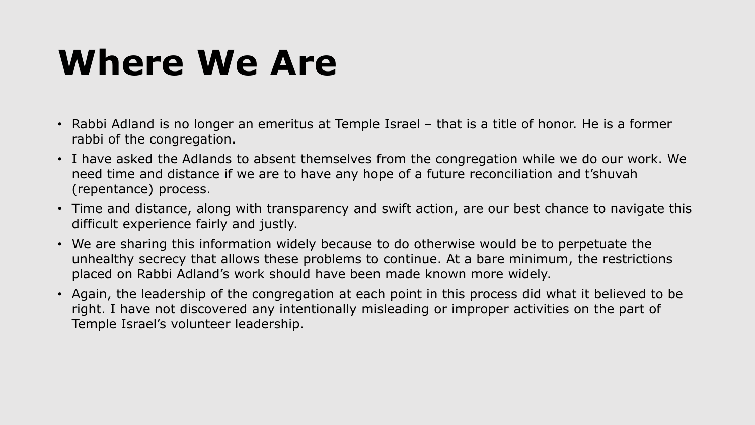# Where We Are

- Rabbi Adland is no longer an emeritus at Temple Israel – that is a title of honor. He is a former rabbi of the congregation.
- I have asked the Adlands to absent themselves from the congregation while we do our work. We need time and distance if we are to have any hope of a future reconciliation and t'shuvah (repentance) process.
- Time and distance, along with transparency and swift action, are our best chance to navigate this difficult experience fairly and justly.
- We are sharing this information widely because to do otherwise would be to perpetuate the unhealthy secrecy that allows these problems to continue. At a bare minimum, the restrictions placed on Rabbi Adland's work should have been made known more widely.
- Again, the leadership of the congregation at each point in this process did what it believed to be right. I have not discovered any intentionally misleading or improper activities on the part of Temple Israel's volunteer leadership.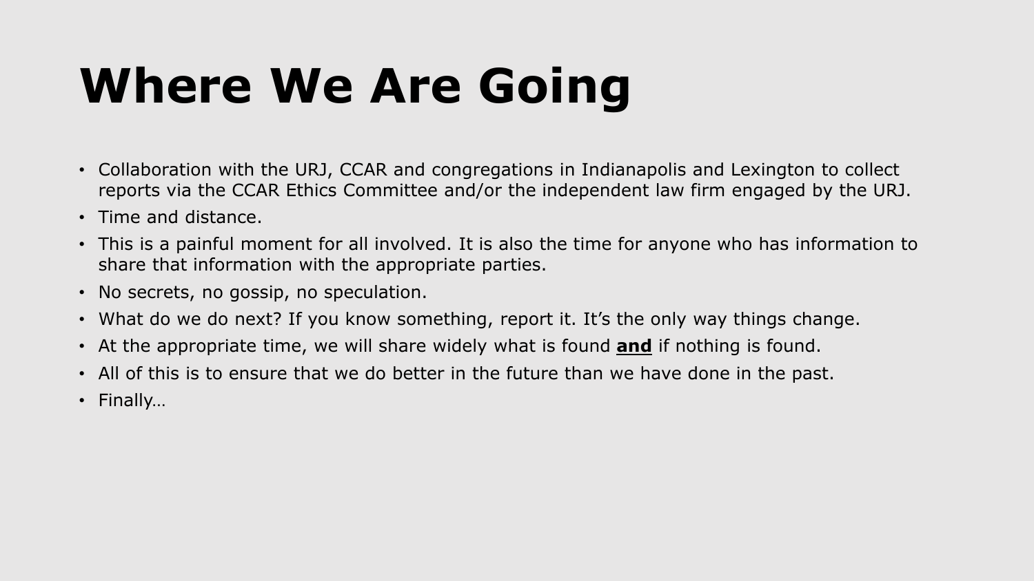# Where We Are Going

- Collaboration with the URJ, CCAR and congregations in Indianapolis and Lexington to collect reports via the CCAR Ethics Committee and/or the independent law firm engaged by the URJ.
- Time and distance.
- This is a painful moment for all involved. It is also the time for anyone who has information to share that information with the appropriate parties.
- No secrets, no gossip, no speculation.
- What do we do next? If you know something, report it. It's the only way things change.
- At the appropriate time, we will share widely what is found <u>**and**</u> if nothing is found.
- All of this is to ensure that we do better in the future than we have done in the past.
- Finally…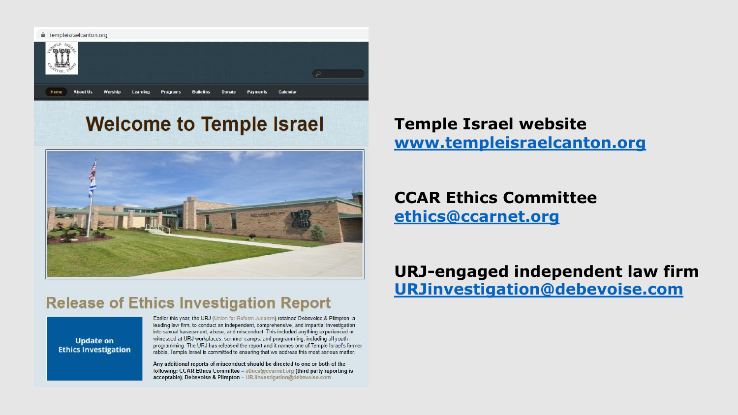templeisraelcanton.org

Home | About Us | Worship | Learning | Programs | Bulletins | Donate | Payments | Calendar

# Welcome to Temple Israel

## Release of Ethics Investigation Report

**Update on Ethics Investigation**

Earlier this year, the URJ (Union for Reform Judaism) retained Debevoise & Plimpton, a leading law firm, to conduct an independent, comprehensive, and impartial investigation into sexual harassment, abuse, and misconduct. This included anything experienced or witnessed at URJ workplaces, summer camps, and programming, including all youth programming. The URJ has released the report and it names one of Temple Israel's former rabbis. Temple Israel is committed to ensuring that we address this most serious matter.

**Any additional reports of misconduct should be directed to one or both of the following: CCAR Ethics Committee – ethics@ccarnet.org (third party reporting is acceptable), Debevoise & Plimpton – URJinvestigation@debevoise.com**

**Temple Israel website**
**www.templeisraelcanton.org**

**CCAR Ethics Committee**
**ethics@ccarnet.org**

**URJ-engaged independent law firm**
**URJinvestigation@debevoise.com**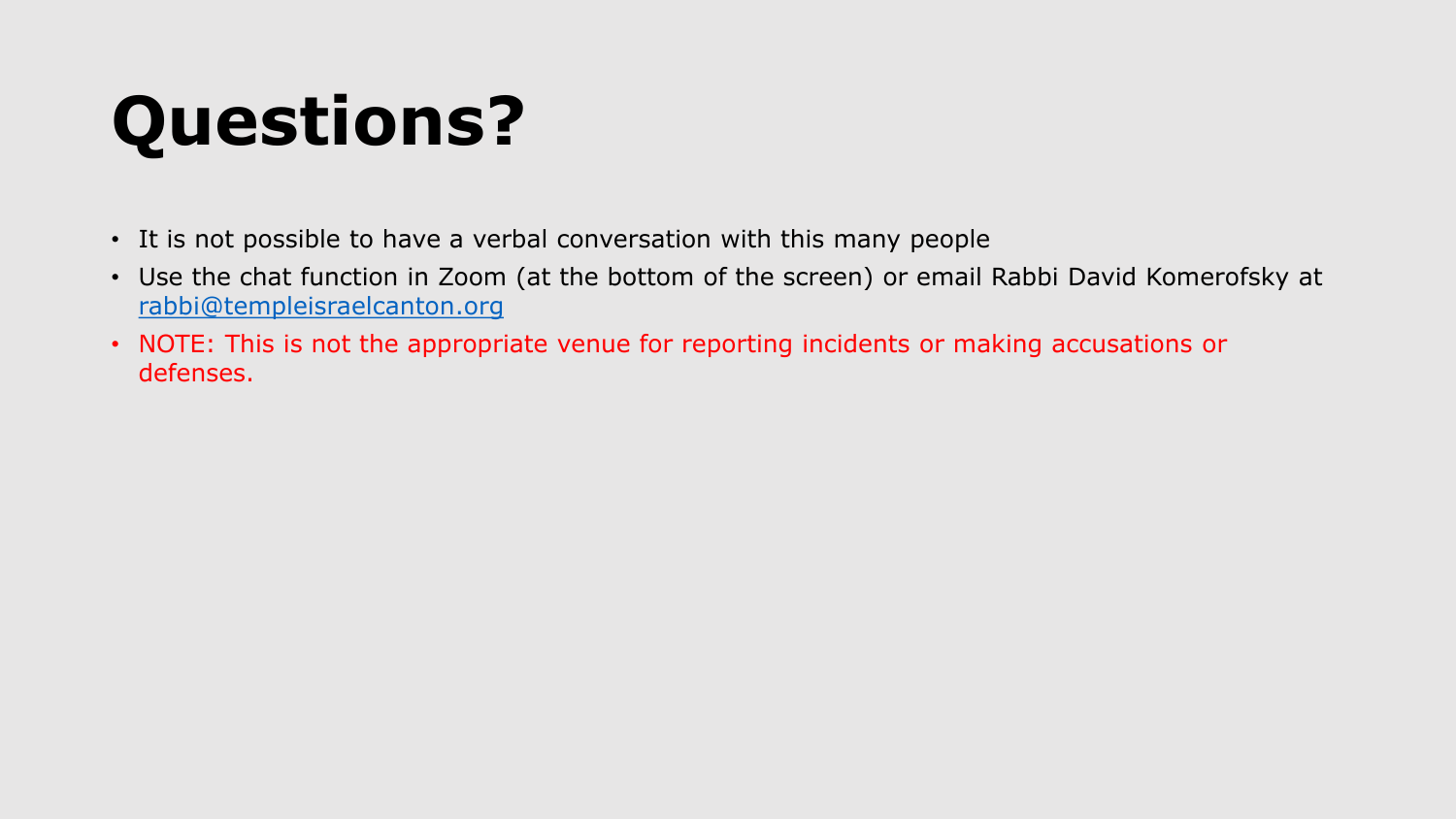# Questions?

- It is not possible to have a verbal conversation with this many people
- Use the chat function in Zoom (at the bottom of the screen) or email Rabbi David Komerofsky at rabbi@templeisraelcanton.org
- NOTE: This is not the appropriate venue for reporting incidents or making accusations or defenses.